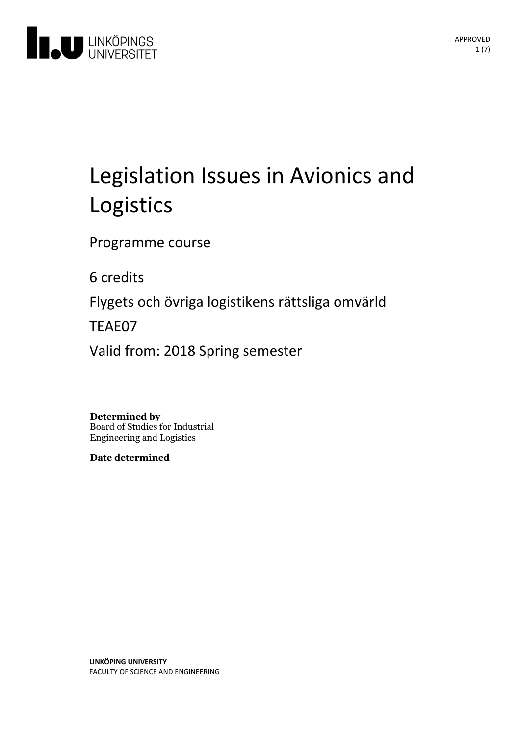# Legislation Issues in Avionics and Logistics

Programme course

6 credits

Flygets och övriga logistikens rättsliga omvärld

TEAE07

Valid from: 2018 Spring semester

**Determined by**
Board of Studies for Industrial Engineering and Logistics

**Date determined**

**LINKÖPING UNIVERSITY**
FACULTY OF SCIENCE AND ENGINEERING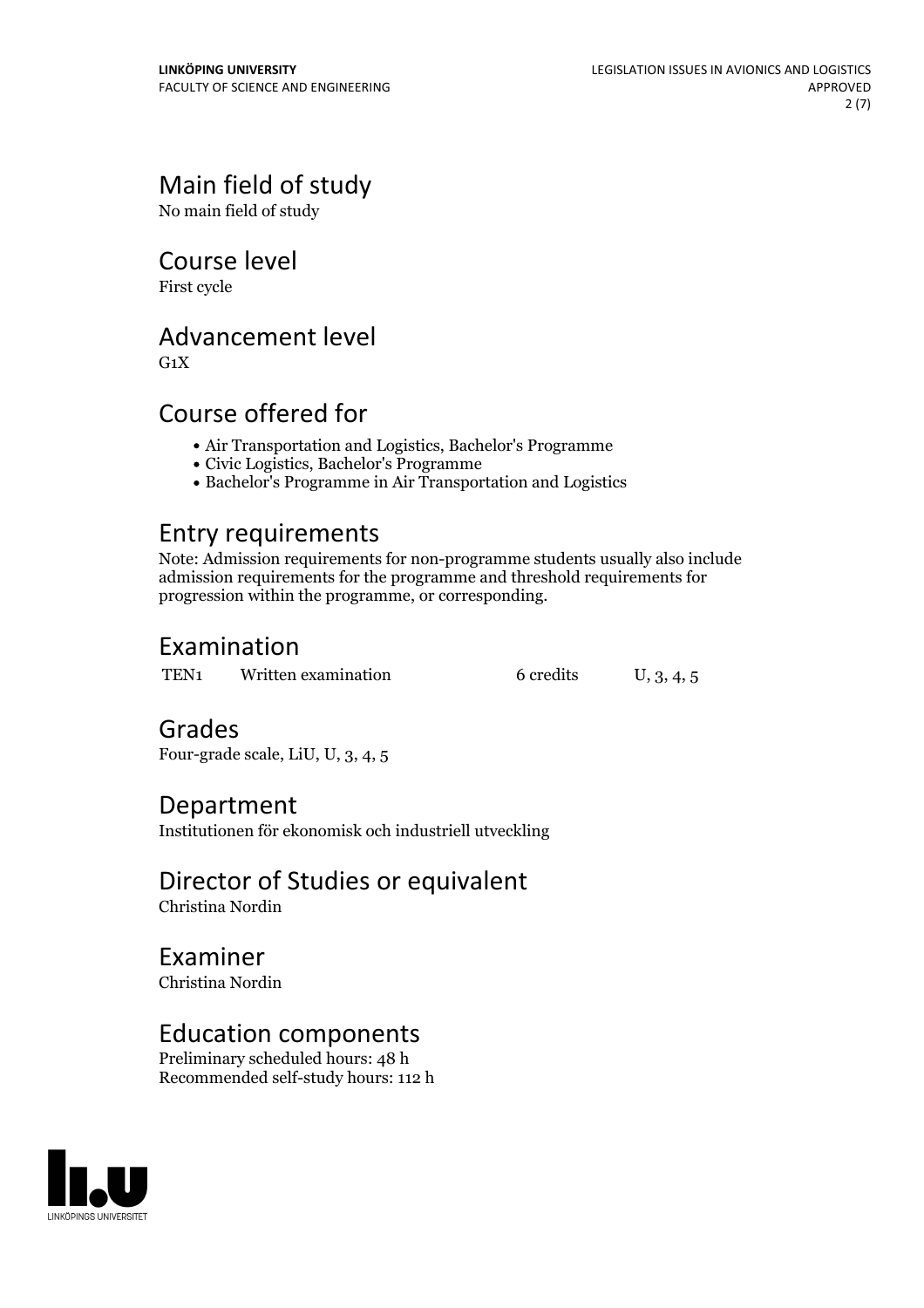## Main field of study

No main field of study

## Course level

First cycle

## Advancement level

G1X

## Course offered for

- Air Transportation and Logistics, Bachelor's Programme
- Civic Logistics, Bachelor's Programme
- Bachelor's Programme in Air Transportation and Logistics

## Entry requirements

Note: Admission requirements for non-programme students usually also include admission requirements for the programme and threshold requirements for progression within the programme, or corresponding.

## Examination

| | | | |
|---|---|---|---|
| TEN1 | Written examination | 6 credits | U, 3, 4, 5 |

## Grades

Four-grade scale, LiU, U, 3, 4, 5

## Department

Institutionen för ekonomisk och industriell utveckling

## Director of Studies or equivalent

Christina Nordin

## Examiner

Christina Nordin

## Education components

Preliminary scheduled hours: 48 h
Recommended self-study hours: 112 h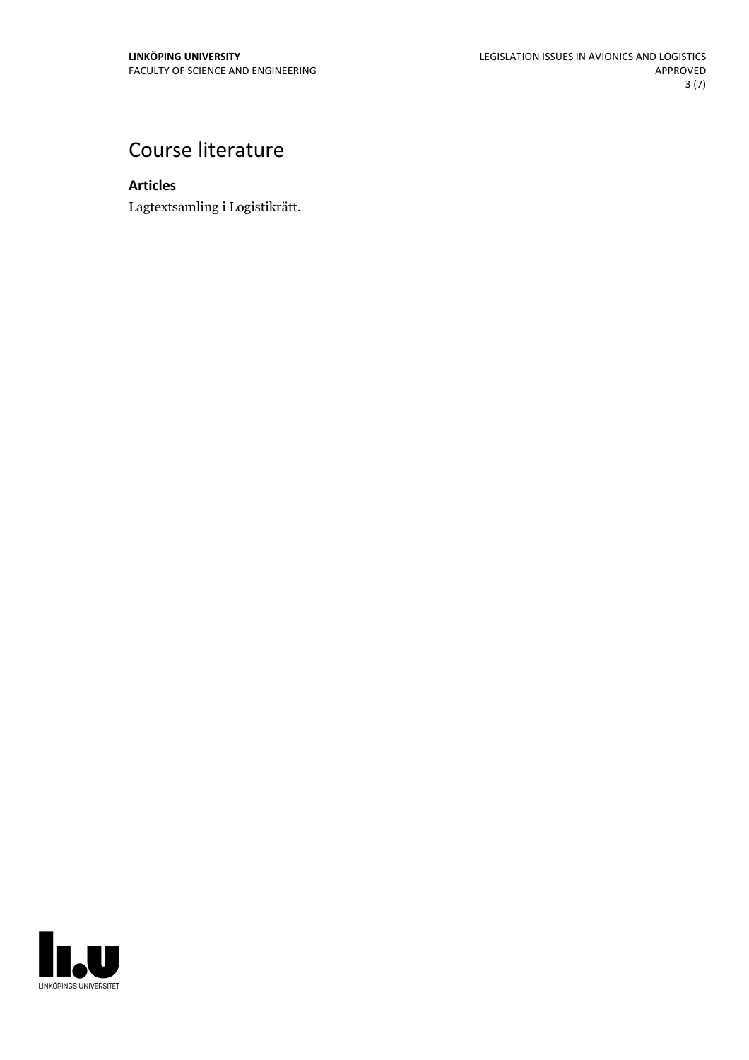# Course literature

### Articles

Lagtextsamling i Logistikrätt.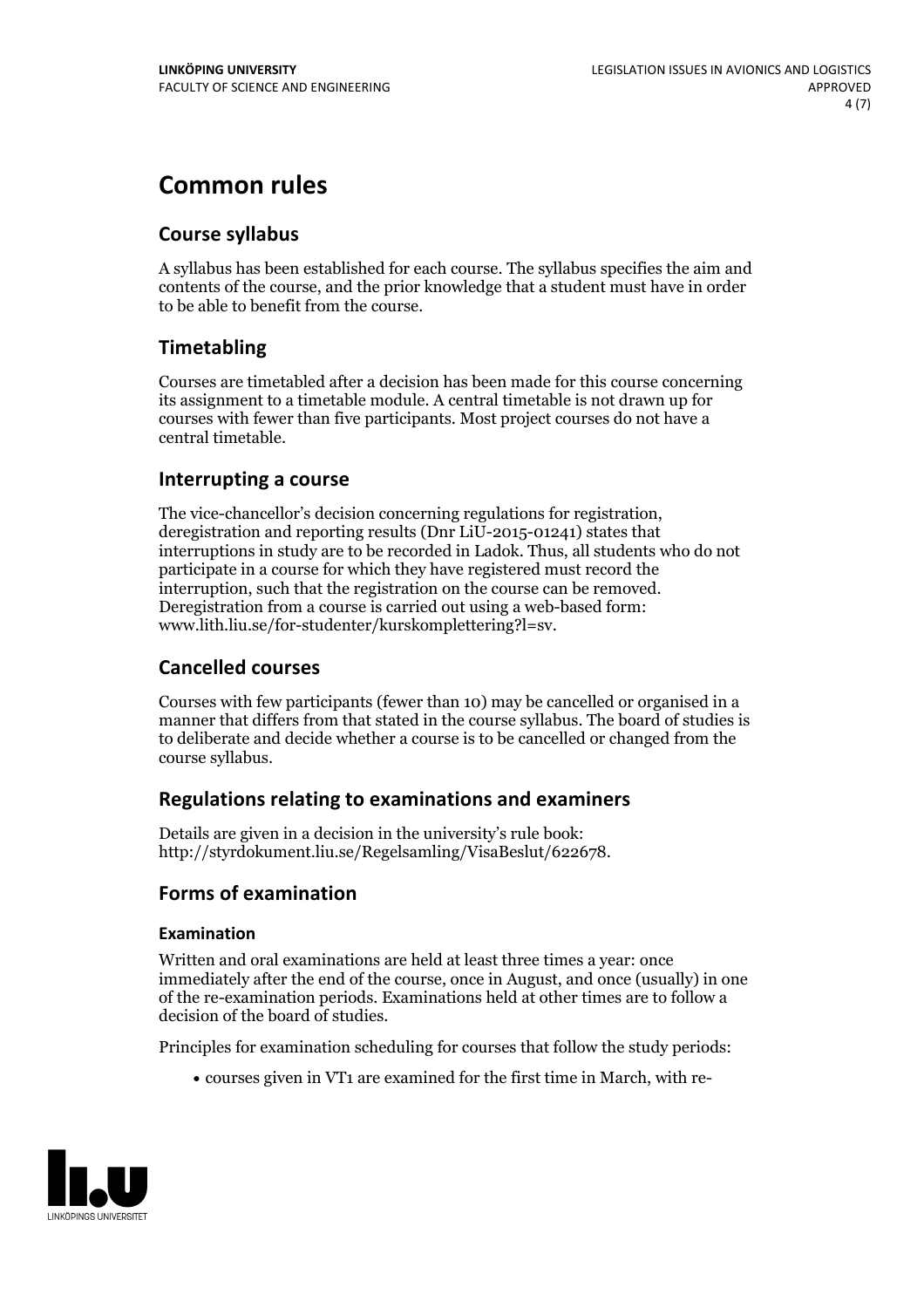# Common rules

## Course syllabus

A syllabus has been established for each course. The syllabus specifies the aim and contents of the course, and the prior knowledge that a student must have in order to be able to benefit from the course.

## Timetabling

Courses are timetabled after a decision has been made for this course concerning its assignment to a timetable module. A central timetable is not drawn up for courses with fewer than five participants. Most project courses do not have a central timetable.

## Interrupting a course

The vice-chancellor's decision concerning regulations for registration, deregistration and reporting results (Dnr LiU-2015-01241) states that interruptions in study are to be recorded in Ladok. Thus, all students who do not participate in a course for which they have registered must record the interruption, such that the registration on the course can be removed. Deregistration from a course is carried out using a web-based form: www.lith.liu.se/for-studenter/kurskomplettering?l=sv.

## Cancelled courses

Courses with few participants (fewer than 10) may be cancelled or organised in a manner that differs from that stated in the course syllabus. The board of studies is to deliberate and decide whether a course is to be cancelled or changed from the course syllabus.

## Regulations relating to examinations and examiners

Details are given in a decision in the university's rule book: http://styrdokument.liu.se/Regelsamling/VisaBeslut/622678.

## Forms of examination

### Examination

Written and oral examinations are held at least three times a year: once immediately after the end of the course, once in August, and once (usually) in one of the re-examination periods. Examinations held at other times are to follow a decision of the board of studies.

Principles for examination scheduling for courses that follow the study periods:

- courses given in VT1 are examined for the first time in March, with re-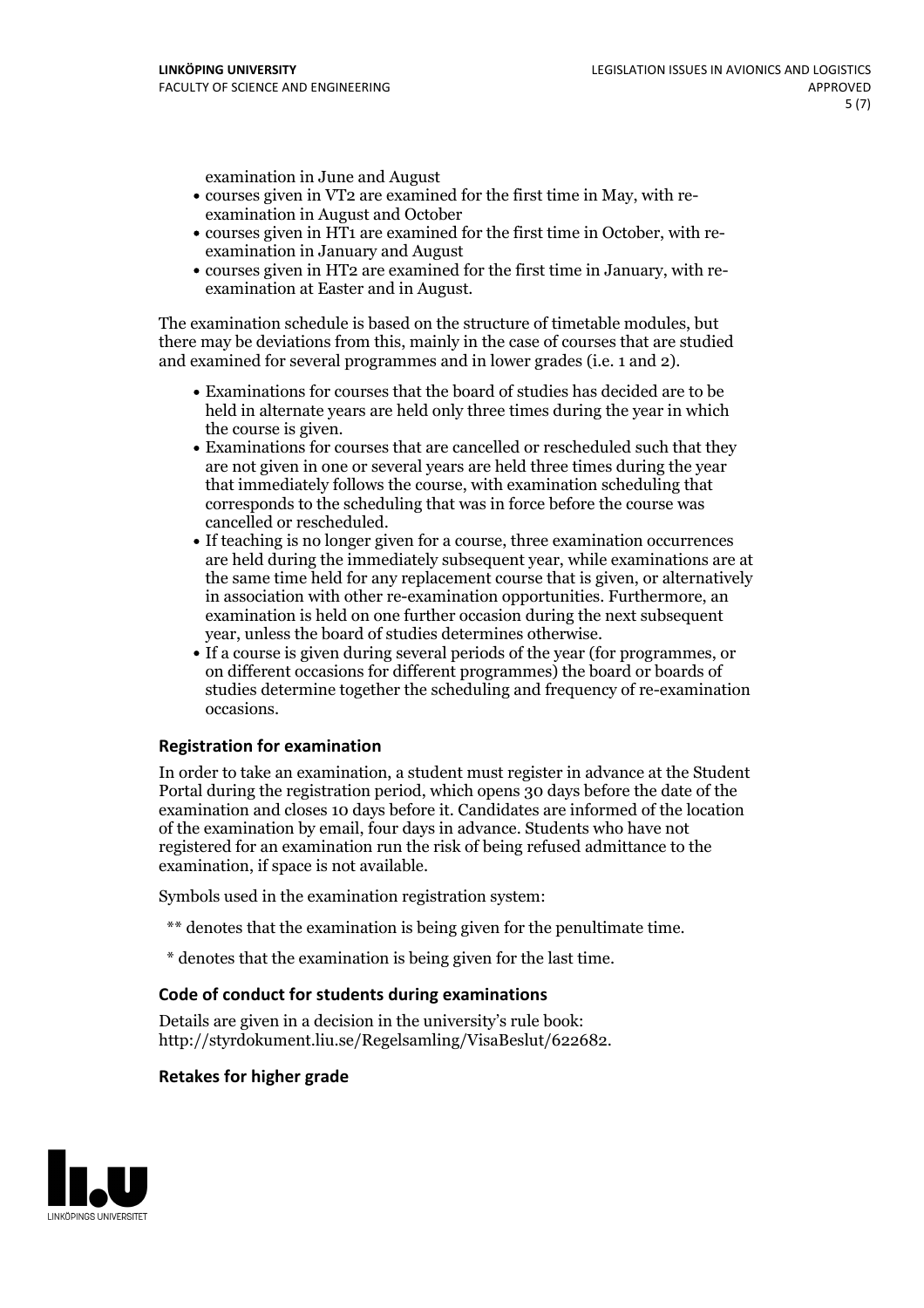examination in June and August

- courses given in VT2 are examined for the first time in May, with re-examination in August and October
- courses given in HT1 are examined for the first time in October, with re-examination in January and August
- courses given in HT2 are examined for the first time in January, with re-examination at Easter and in August.

The examination schedule is based on the structure of timetable modules, but there may be deviations from this, mainly in the case of courses that are studied and examined for several programmes and in lower grades (i.e. 1 and 2).

- Examinations for courses that the board of studies has decided are to be held in alternate years are held only three times during the year in which the course is given.
- Examinations for courses that are cancelled or rescheduled such that they are not given in one or several years are held three times during the year that immediately follows the course, with examination scheduling that corresponds to the scheduling that was in force before the course was cancelled or rescheduled.
- If teaching is no longer given for a course, three examination occurrences are held during the immediately subsequent year, while examinations are at the same time held for any replacement course that is given, or alternatively in association with other re-examination opportunities. Furthermore, an examination is held on one further occasion during the next subsequent year, unless the board of studies determines otherwise.
- If a course is given during several periods of the year (for programmes, or on different occasions for different programmes) the board or boards of studies determine together the scheduling and frequency of re-examination occasions.

### Registration for examination

In order to take an examination, a student must register in advance at the Student Portal during the registration period, which opens 30 days before the date of the examination and closes 10 days before it. Candidates are informed of the location of the examination by email, four days in advance. Students who have not registered for an examination run the risk of being refused admittance to the examination, if space is not available.

Symbols used in the examination registration system:

** denotes that the examination is being given for the penultimate time.

* denotes that the examination is being given for the last time.

### Code of conduct for students during examinations

Details are given in a decision in the university's rule book: http://styrdokument.liu.se/Regelsamling/VisaBeslut/622682.

### Retakes for higher grade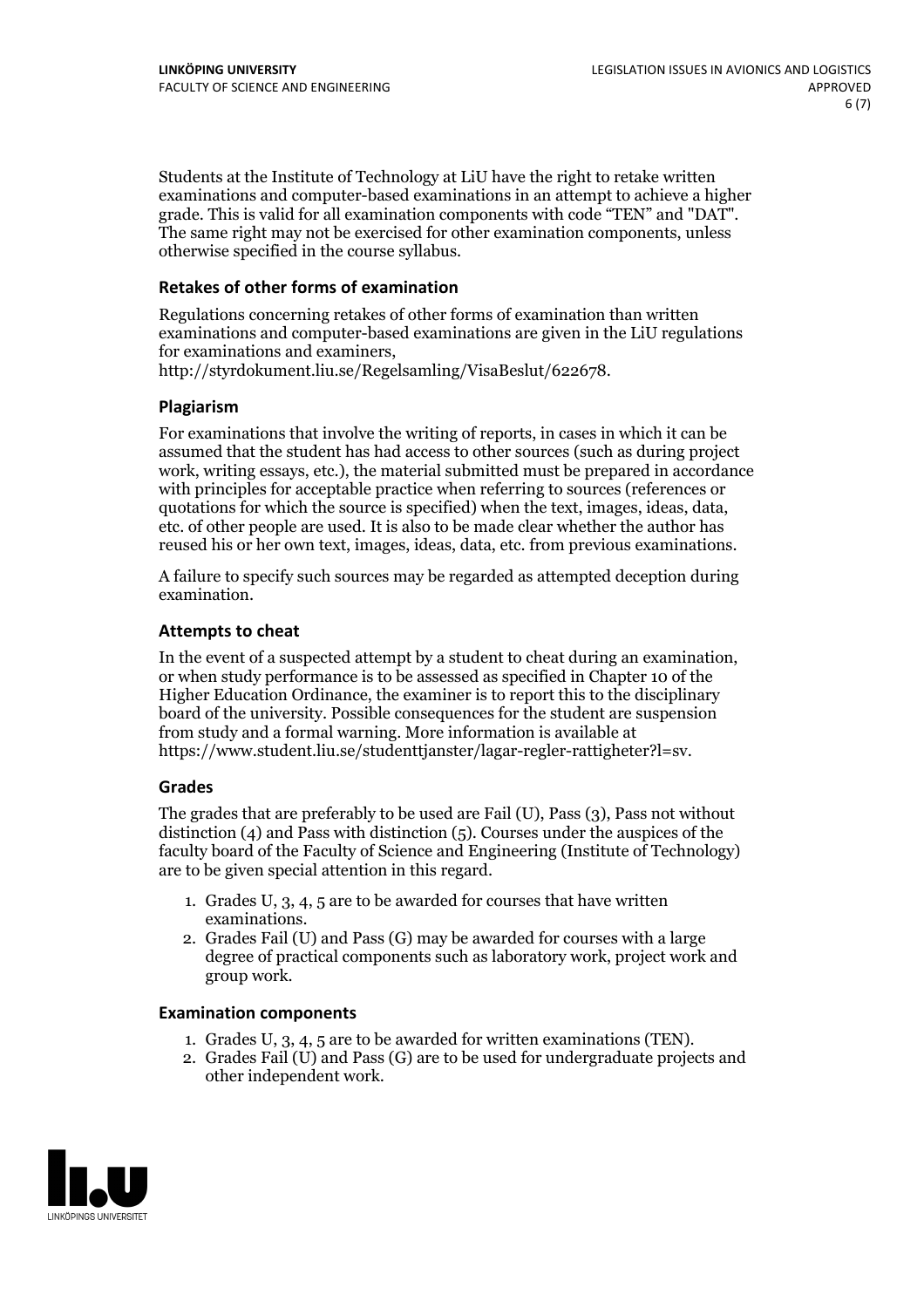Students at the Institute of Technology at LiU have the right to retake written examinations and computer-based examinations in an attempt to achieve a higher grade. This is valid for all examination components with code "TEN" and "DAT". The same right may not be exercised for other examination components, unless otherwise specified in the course syllabus.

### Retakes of other forms of examination

Regulations concerning retakes of other forms of examination than written examinations and computer-based examinations are given in the LiU regulations for examinations and examiners, http://styrdokument.liu.se/Regelsamling/VisaBeslut/622678.

### Plagiarism

For examinations that involve the writing of reports, in cases in which it can be assumed that the student has had access to other sources (such as during project work, writing essays, etc.), the material submitted must be prepared in accordance with principles for acceptable practice when referring to sources (references or quotations for which the source is specified) when the text, images, ideas, data, etc. of other people are used. It is also to be made clear whether the author has reused his or her own text, images, ideas, data, etc. from previous examinations.

A failure to specify such sources may be regarded as attempted deception during examination.

### Attempts to cheat

In the event of a suspected attempt by a student to cheat during an examination, or when study performance is to be assessed as specified in Chapter 10 of the Higher Education Ordinance, the examiner is to report this to the disciplinary board of the university. Possible consequences for the student are suspension from study and a formal warning. More information is available at https://www.student.liu.se/studenttjanster/lagar-regler-rattigheter?l=sv.

### Grades

The grades that are preferably to be used are Fail (U), Pass (3), Pass not without distinction (4) and Pass with distinction (5). Courses under the auspices of the faculty board of the Faculty of Science and Engineering (Institute of Technology) are to be given special attention in this regard.

1. Grades U, 3, 4, 5 are to be awarded for courses that have written examinations.
2. Grades Fail (U) and Pass (G) may be awarded for courses with a large degree of practical components such as laboratory work, project work and group work.

### Examination components

1. Grades U, 3, 4, 5 are to be awarded for written examinations (TEN).
2. Grades Fail (U) and Pass (G) are to be used for undergraduate projects and other independent work.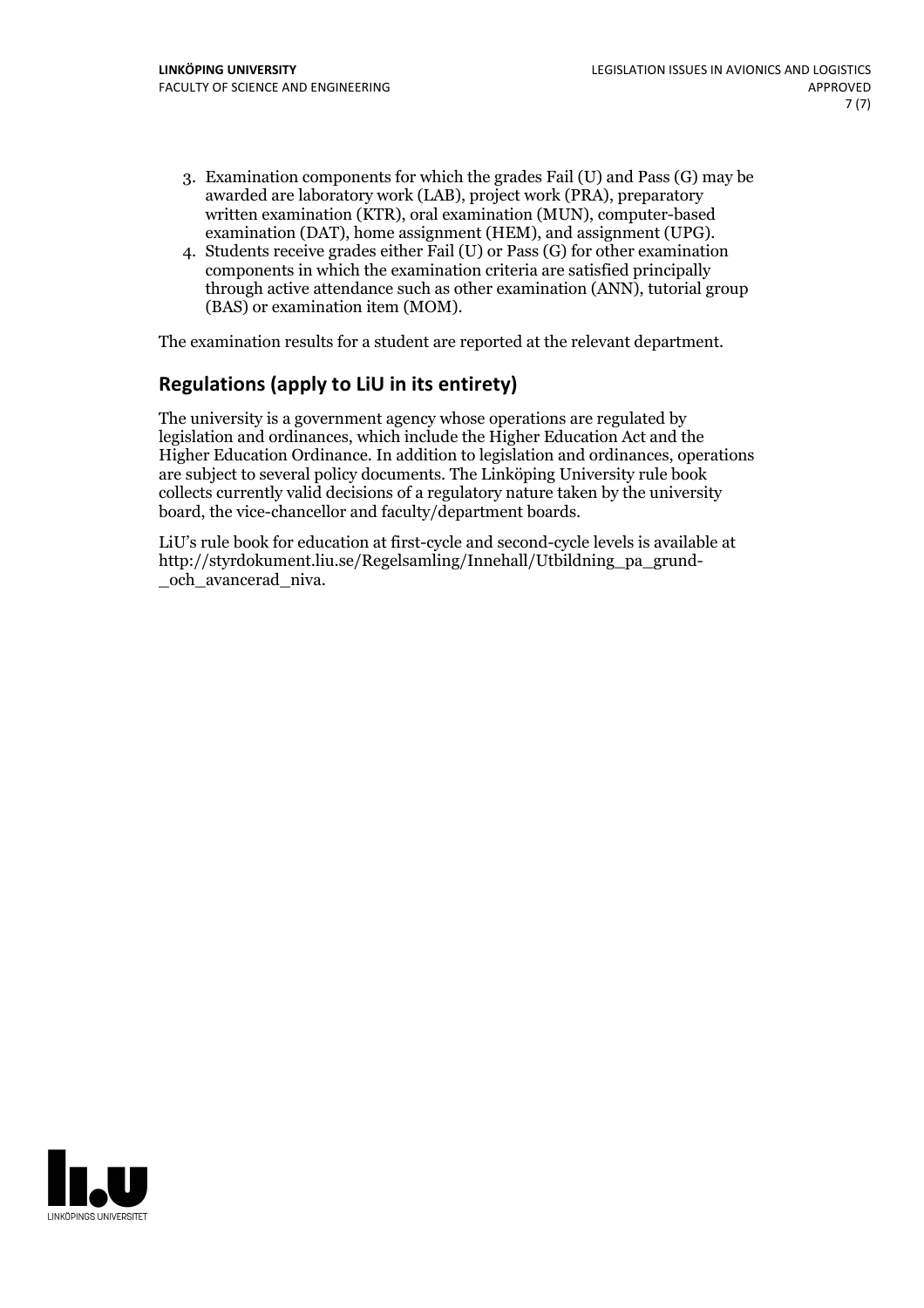3. Examination components for which the grades Fail (U) and Pass (G) may be awarded are laboratory work (LAB), project work (PRA), preparatory written examination (KTR), oral examination (MUN), computer-based examination (DAT), home assignment (HEM), and assignment (UPG).
4. Students receive grades either Fail (U) or Pass (G) for other examination components in which the examination criteria are satisfied principally through active attendance such as other examination (ANN), tutorial group (BAS) or examination item (MOM).

The examination results for a student are reported at the relevant department.

## Regulations (apply to LiU in its entirety)

The university is a government agency whose operations are regulated by legislation and ordinances, which include the Higher Education Act and the Higher Education Ordinance. In addition to legislation and ordinances, operations are subject to several policy documents. The Linköping University rule book collects currently valid decisions of a regulatory nature taken by the university board, the vice-chancellor and faculty/department boards.

LiU's rule book for education at first-cycle and second-cycle levels is available at http://styrdokument.liu.se/Regelsamling/Innehall/Utbildning_pa_grund-_och_avancerad_niva.